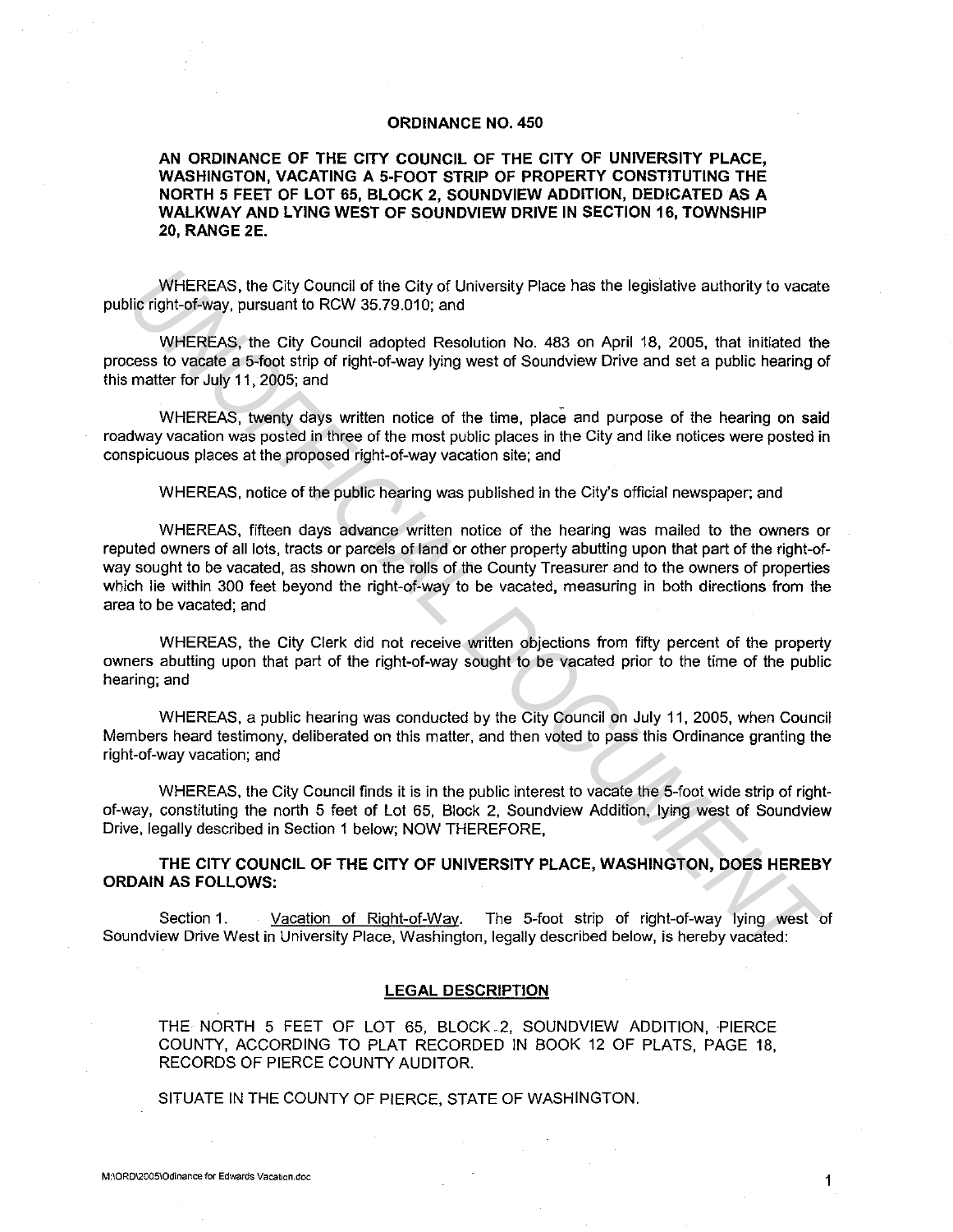# ORDINANCE NO. 450

**AN ORDINANCE OF THE CITY COUNCIL OF THE CITY OF UNIVERSITY PLACE, WASHINGTON, VACATING A 5-FOOT STRIP OF PROPERTY CONSTITUTING THE NORTH 5 FEET OF LOT 65, BLOCK 2, SOUNDVIEW ADDITION, DEDICATED AS A WALKWAY AND LYING WEST OF SOUNDVIEW DRIVE IN SECTION 16, TOWNSHIP 20, RANGE 2E.**

WHEREAS, the City Council of the City of University Place has the legislative authority to vacate public right-of-way, pursuant to RCW 35.79.010; and

WHEREAS, the City Council adopted Resolution No. 483 on April 18, 2005, that initiated the process to vacate a 5-foot strip of right-of-way lying west of Soundview Drive and set a public hearing of this matter for July 11, 2005; and

WHEREAS, twenty days written notice of the time, place and purpose of the hearing on said roadway vacation was posted in three of the most public places in the City and like notices were posted in conspicuous places at the proposed right-of-way vacation site; and

WHEREAS, notice of the public hearing was published in the City's official newspaper; and

WHEREAS, fifteen days advance written notice of the hearing was mailed to the owners or reputed owners of all lots, tracts or parcels of land or other property abutting upon that part of the right-of-way sought to be vacated, as shown on the rolls of the County Treasurer and to the owners of properties which lie within 300 feet beyond the right-of-way to be vacated, measuring in both directions from the area to be vacated; and

WHEREAS, the City Clerk did not receive written objections from fifty percent of the property owners abutting upon that part of the right-of-way sought to be vacated prior to the time of the public hearing; and

WHEREAS, a public hearing was conducted by the City Council on July 11, 2005, when Council Members heard testimony, deliberated on this matter, and then voted to pass this Ordinance granting the right-of-way vacation; and

WHEREAS, the City Council finds it is in the public interest to vacate the 5-foot wide strip of right-of-way, constituting the north 5 feet of Lot 65, Block 2, Soundview Addition, lying west of Soundview Drive, legally described in Section 1 below; NOW THEREFORE,

**THE CITY COUNCIL OF THE CITY OF UNIVERSITY PLACE, WASHINGTON, DOES HEREBY ORDAIN AS FOLLOWS:**

Section 1. Vacation of Right-of-Way. The 5-foot strip of right-of-way lying west of Soundview Drive West in University Place, Washington, legally described below, is hereby vacated:

**LEGAL DESCRIPTION**

THE NORTH 5 FEET OF LOT 65, BLOCK 2, SOUNDVIEW ADDITION, PIERCE COUNTY, ACCORDING TO PLAT RECORDED IN BOOK 12 OF PLATS, PAGE 18, RECORDS OF PIERCE COUNTY AUDITOR.

SITUATE IN THE COUNTY OF PIERCE, STATE OF WASHINGTON.

M:\ORD\2005\Odinance for Edwards Vacation.doc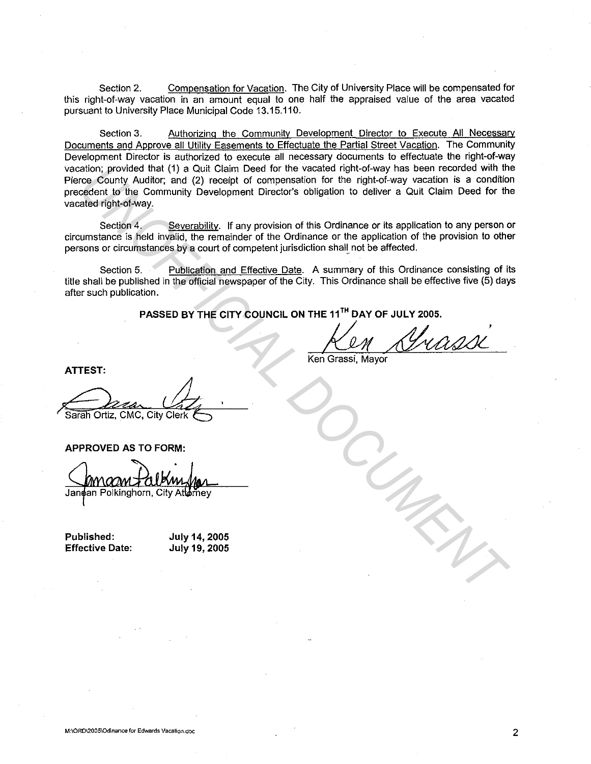Section 2. Compensation for Vacation. The City of University Place will be compensated for this right-of-way vacation in an amount equal to one half the appraised value of the area vacated pursuant to University Place Municipal Code 13.15.110.

Section 3. Authorizing the Community Development Director to Execute All Necessary Documents and Approve all Utility Easements to Effectuate the Partial Street Vacation. The Community Development Director is authorized to execute all necessary documents to effectuate the right-of-way vacation; provided that (1) a Quit Claim Deed for the vacated right-of-way has been recorded with the Pierce County Auditor; and (2) receipt of compensation for the right-of-way vacation is a condition precedent to the Community Development Director's obligation to deliver a Quit Claim Deed for the vacated right-of-way.

Section 4. Severability. If any provision of this Ordinance or its application to any person or circumstance is held invalid, the remainder of the Ordinance or the application of the provision to other persons or circumstances by a court of competent jurisdiction shall not be affected.

Section 5. Publication and Effective Date. A summary of this Ordinance consisting of its title shall be published in the official newspaper of the City. This Ordinance shall be effective five (5) days after such publication.

**PASSED BY THE CITY COUNCIL ON THE 11TH DAY OF JULY 2005.**

Ken Grassi, Mayor

**ATTEST:**

Sarah Ortiz, CMC, City Clerk

**APPROVED AS TO FORM:**

Janean Polkinghorn, City Attorney

**Published:** **July 14, 2005**
**Effective Date:** **July 19, 2005**

M:\ORD\2005\Odinance for Edwards Vacation.doc